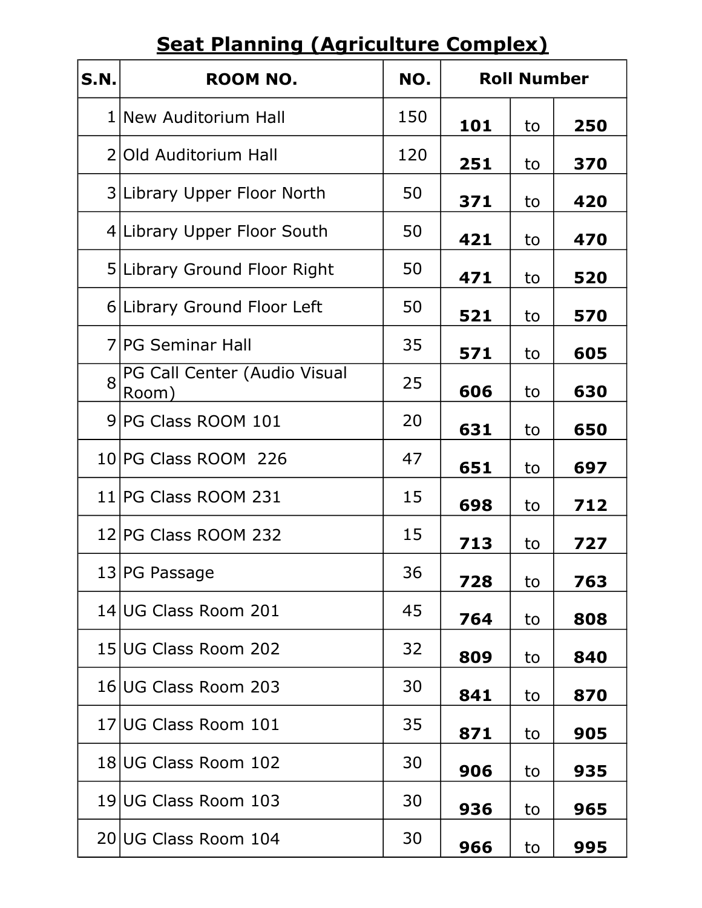## Seat Planning (Agriculture Complex)

| S.N. | ROOM NO. | NO. | Roll Number | | |
|---|---|---|---|---|---|
| 1 | New Auditorium Hall | 150 | **101** | to | **250** |
| 2 | Old Auditorium Hall | 120 | **251** | to | **370** |
| 3 | Library Upper Floor North | 50 | **371** | to | **420** |
| 4 | Library Upper Floor South | 50 | **421** | to | **470** |
| 5 | Library Ground Floor Right | 50 | **471** | to | **520** |
| 6 | Library Ground Floor Left | 50 | **521** | to | **570** |
| 7 | PG Seminar Hall | 35 | **571** | to | **605** |
| 8 | PG Call Center (Audio Visual Room) | 25 | **606** | to | **630** |
| 9 | PG Class ROOM 101 | 20 | **631** | to | **650** |
| 10 | PG Class ROOM 226 | 47 | **651** | to | **697** |
| 11 | PG Class ROOM 231 | 15 | **698** | to | **712** |
| 12 | PG Class ROOM 232 | 15 | **713** | to | **727** |
| 13 | PG Passage | 36 | **728** | to | **763** |
| 14 | UG Class Room 201 | 45 | **764** | to | **808** |
| 15 | UG Class Room 202 | 32 | **809** | to | **840** |
| 16 | UG Class Room 203 | 30 | **841** | to | **870** |
| 17 | UG Class Room 101 | 35 | **871** | to | **905** |
| 18 | UG Class Room 102 | 30 | **906** | to | **935** |
| 19 | UG Class Room 103 | 30 | **936** | to | **965** |
| 20 | UG Class Room 104 | 30 | **966** | to | **995** |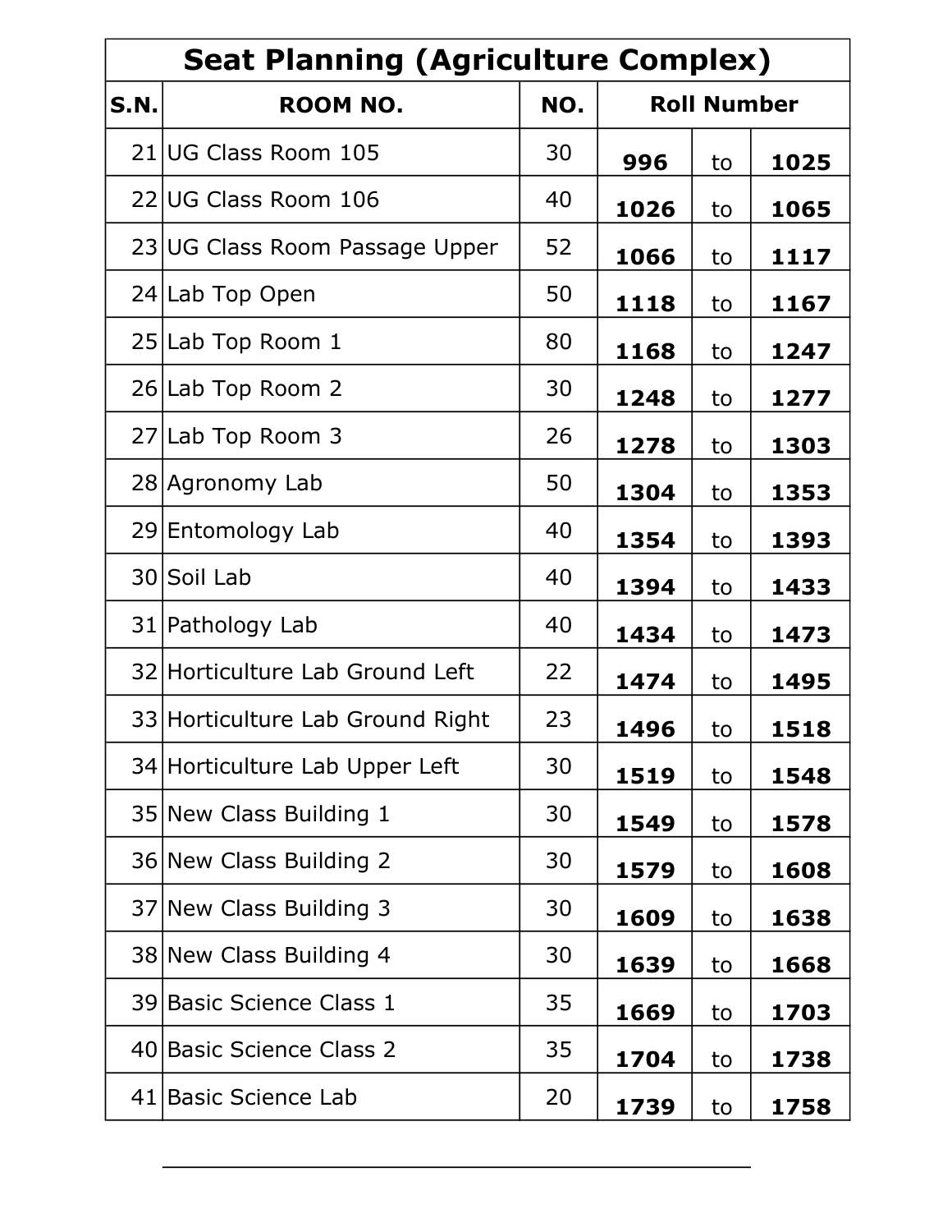| Seat Planning (Agriculture Complex) | | | | | |
|---|---|---|---|---|---|
| **S.N.** | **ROOM NO.** | **NO.** | **Roll Number** | | |
| 21 | UG Class Room 105 | 30 | **996** | to | **1025** |
| 22 | UG Class Room 106 | 40 | **1026** | to | **1065** |
| 23 | UG Class Room Passage Upper | 52 | **1066** | to | **1117** |
| 24 | Lab Top Open | 50 | **1118** | to | **1167** |
| 25 | Lab Top Room 1 | 80 | **1168** | to | **1247** |
| 26 | Lab Top Room 2 | 30 | **1248** | to | **1277** |
| 27 | Lab Top Room 3 | 26 | **1278** | to | **1303** |
| 28 | Agronomy Lab | 50 | **1304** | to | **1353** |
| 29 | Entomology Lab | 40 | **1354** | to | **1393** |
| 30 | Soil Lab | 40 | **1394** | to | **1433** |
| 31 | Pathology Lab | 40 | **1434** | to | **1473** |
| 32 | Horticulture Lab Ground Left | 22 | **1474** | to | **1495** |
| 33 | Horticulture Lab Ground Right | 23 | **1496** | to | **1518** |
| 34 | Horticulture Lab Upper Left | 30 | **1519** | to | **1548** |
| 35 | New Class Building 1 | 30 | **1549** | to | **1578** |
| 36 | New Class Building 2 | 30 | **1579** | to | **1608** |
| 37 | New Class Building 3 | 30 | **1609** | to | **1638** |
| 38 | New Class Building 4 | 30 | **1639** | to | **1668** |
| 39 | Basic Science Class 1 | 35 | **1669** | to | **1703** |
| 40 | Basic Science Class 2 | 35 | **1704** | to | **1738** |
| 41 | Basic Science Lab | 20 | **1739** | to | **1758** |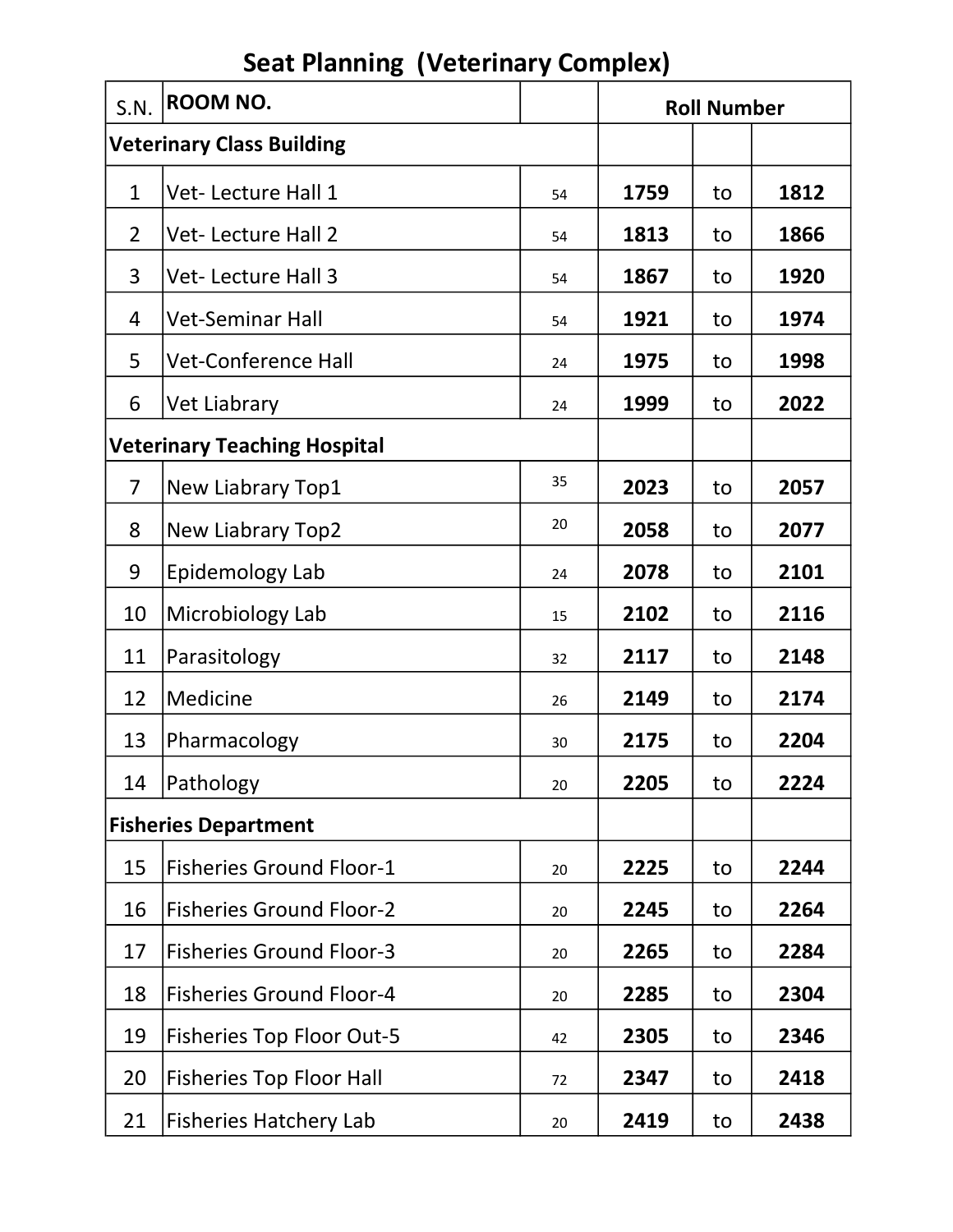# Seat Planning (Veterinary Complex)

| S.N. | ROOM NO. | | Roll Number | | |
|---|---|---|---|---|---|
| **Veterinary Class Building** | | | | | |
| 1 | Vet- Lecture Hall 1 | 54 | **1759** | to | **1812** |
| 2 | Vet- Lecture Hall 2 | 54 | **1813** | to | **1866** |
| 3 | Vet- Lecture Hall 3 | 54 | **1867** | to | **1920** |
| 4 | Vet-Seminar Hall | 54 | **1921** | to | **1974** |
| 5 | Vet-Conference Hall | 24 | **1975** | to | **1998** |
| 6 | Vet Liabrary | 24 | **1999** | to | **2022** |
| **Veterinary Teaching Hospital** | | | | | |
| 7 | New Liabrary Top1 | 35 | **2023** | to | **2057** |
| 8 | New Liabrary Top2 | 20 | **2058** | to | **2077** |
| 9 | Epidemology Lab | 24 | **2078** | to | **2101** |
| 10 | Microbiology Lab | 15 | **2102** | to | **2116** |
| 11 | Parasitology | 32 | **2117** | to | **2148** |
| 12 | Medicine | 26 | **2149** | to | **2174** |
| 13 | Pharmacology | 30 | **2175** | to | **2204** |
| 14 | Pathology | 20 | **2205** | to | **2224** |
| **Fisheries Department** | | | | | |
| 15 | Fisheries Ground Floor-1 | 20 | **2225** | to | **2244** |
| 16 | Fisheries Ground Floor-2 | 20 | **2245** | to | **2264** |
| 17 | Fisheries Ground Floor-3 | 20 | **2265** | to | **2284** |
| 18 | Fisheries Ground Floor-4 | 20 | **2285** | to | **2304** |
| 19 | Fisheries Top Floor Out-5 | 42 | **2305** | to | **2346** |
| 20 | Fisheries Top Floor Hall | 72 | **2347** | to | **2418** |
| 21 | Fisheries Hatchery Lab | 20 | **2419** | to | **2438** |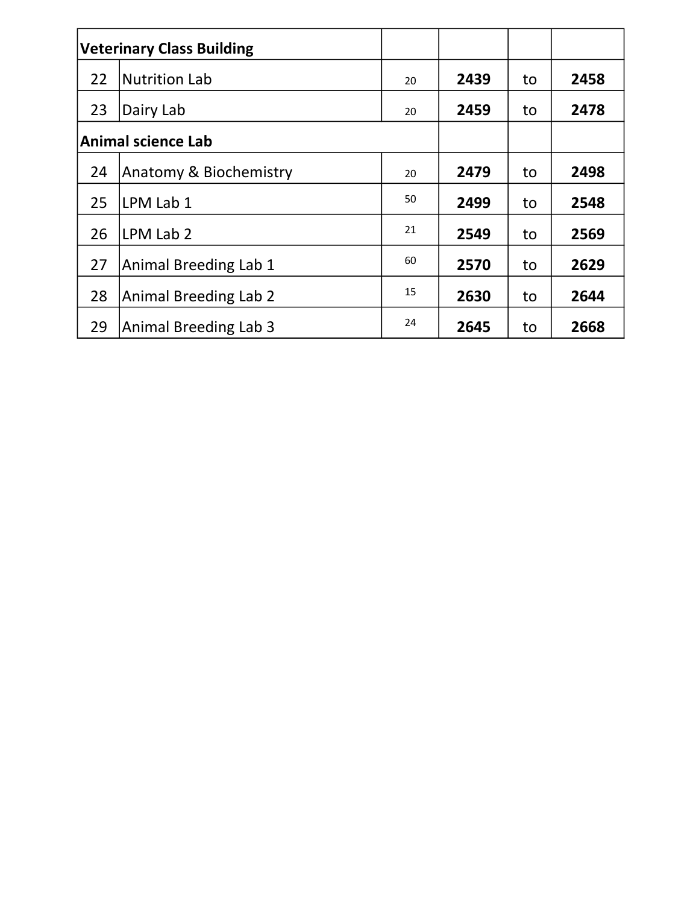| | | | | | |
|---|---|---|---|---|---|
| **Veterinary Class Building** | | | | | |
| 22 | Nutrition Lab | 20 | **2439** | to | **2458** |
| 23 | Dairy Lab | 20 | **2459** | to | **2478** |
| **Animal science Lab** | | | | | |
| 24 | Anatomy & Biochemistry | 20 | **2479** | to | **2498** |
| 25 | LPM Lab 1 | 50 | **2499** | to | **2548** |
| 26 | LPM Lab 2 | 21 | **2549** | to | **2569** |
| 27 | Animal Breeding Lab 1 | 60 | **2570** | to | **2629** |
| 28 | Animal Breeding Lab 2 | 15 | **2630** | to | **2644** |
| 29 | Animal Breeding Lab 3 | 24 | **2645** | to | **2668** |